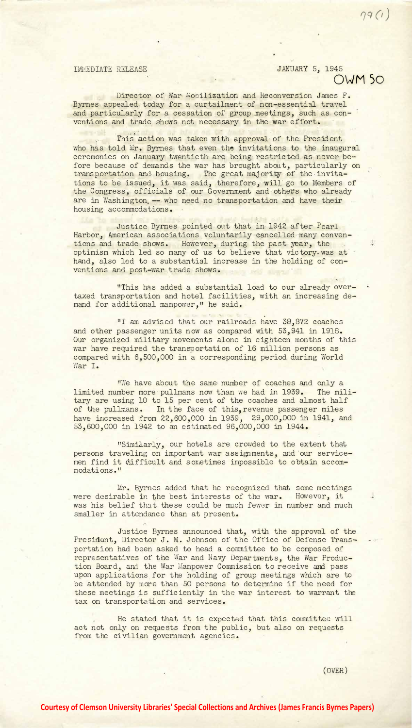IMMEDIATE RELEASE JANUARY 5, 1945

OWM 50

Director of War Mobilization and Reconversion James F. Byrnes appealed today for a curtailment of non-essential travel and particularly for a cessation of group meetings, such as conventions and trade shows not necessary in the war effort.

This action was taken with approval of the President who has told Mr. Byrnes that even the invitations to the inaugural ceremonies on January twentieth are being restricted as never before because of demands the war has brought about, particularly on transportation and housing. The great majority of the invitations to be issued, it was said, therefore, will go to Members of the Congress, officials of our Government and others who already are in Washington -- who need no transportation and have their housing accommodations.

Justice Byrnes pointed out that in 1942 after Pearl Harbor, American associations voluntarily cancelled many conventions and trade shows. However, during the past year, the optimism which led so many of us to believe that victory was at hand, also led to a substantial increase in the holding of conventions and post-war trade shows.

"This has added a substantial load to our already overtaxed transportation and hotel facilities, with an increasing demand for additional manpower," he said.

"I am advised that our railroads have 38,872 coaches and other passenger units now as compared with 53,941 in 1918. Our organized military movements alone in eighteen months of this war have required the transportation of 16 million persons as compared with 6,500,000 in a corresponding period during World War I.

"We have about the same number of coaches and only a limited number more pullmans now than we had in 1939. The military are using 10 to 15 per cent of the coaches and almost half of the pullmans. In the face of this, revenue passenger miles have increased from 22,600,000 in 1939, 29,000,000 in 1941, and 53,600,000 in 1942 to an estimated 96,000,000 in 1944.

"Similarly, our hotels are crowded to the extent that persons traveling on important war assignments, and our servicemen find it difficult and sometimes impossible to obtain accommodations."

Mr. Byrnes added that he recognized that some meetings were desirable in the best interests of the war. However, it was his belief that these could be much fewer in number and much smaller in attendance than at present.

Justice Byrnes announced that, with the approval of the President, Director J. M. Johnson of the Office of Defense Transportation had been asked to head a committee to be composed of representatives of the War and Navy Departments, the War Production Board, and the War Manpower Commission to receive and pass upon applications for the holding of group meetings which are to be attended by more than 50 persons to determine if the need for these meetings is sufficiently in the war interest to warrant the tax on transportation and services.

He stated that it is expected that this committee will act not only on requests from the public, but also on requests from the civilian government agencies.

(OVER)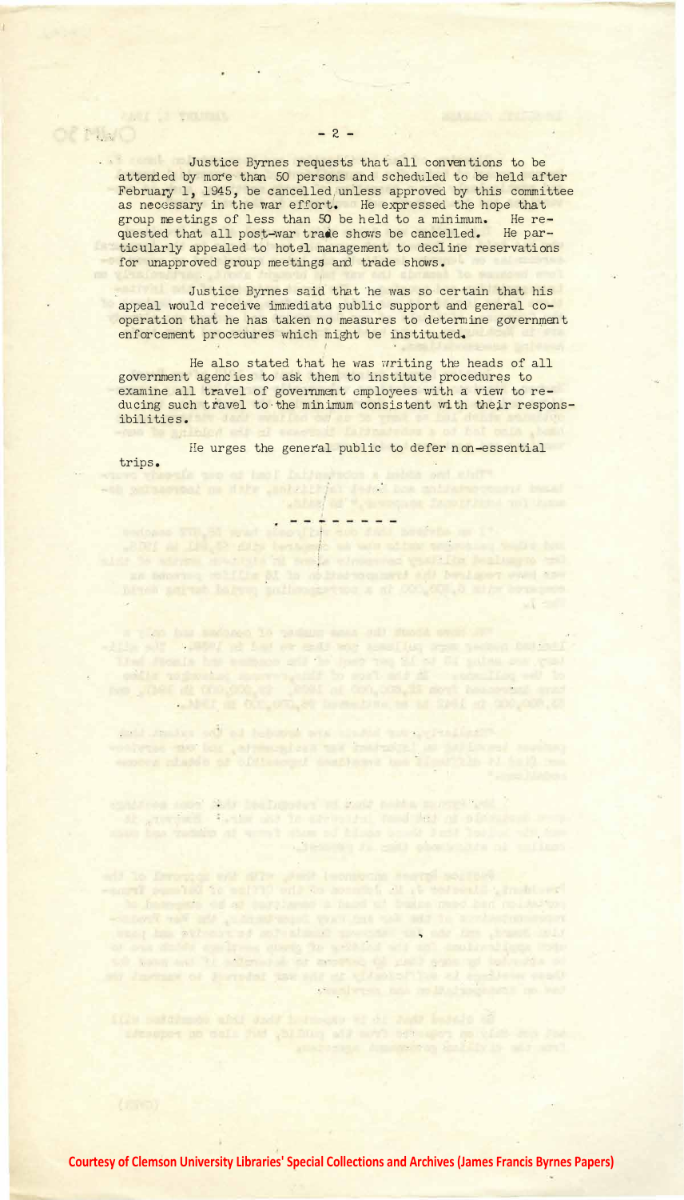Justice Byrnes requests that all conventions to be attended by more than 50 persons and scheduled to be held after February 1, 1945, be cancelled unless approved by this committee as necessary in the war effort. He expressed the hope that group meetings of less than 50 be held to a minimum. He requested that all post-war trade shows be cancelled. He particularly appealed to hotel management to decline reservations for unapproved group meetings and trade shows.

Justice Byrnes said that he was so certain that his appeal would receive immediate public support and general cooperation that he has taken no measures to determine government enforcement procedures which might be instituted.

He also stated that he was writing the heads of all government agencies to ask them to institute procedures to examine all travel of government employees with a view to reducing such travel to the minimum consistent with their responsibilities.

He urges the general public to defer non-essential trips.

\- - - - - - - -

Courtesy of Clemson University Libraries' Special Collections and Archives (James Francis Byrnes Papers)